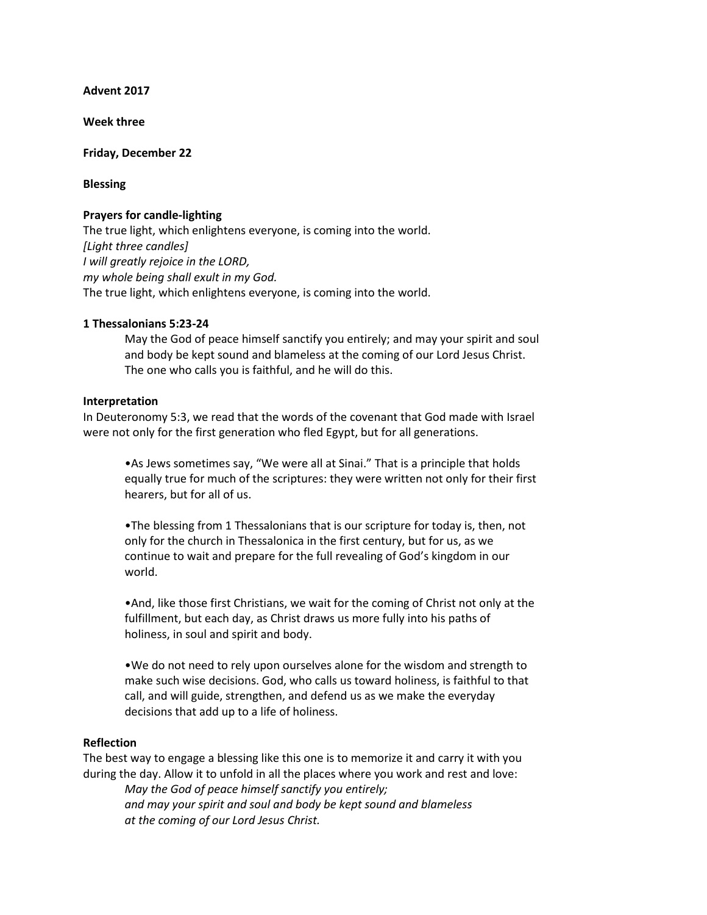**Advent 2017**

**Week three**

**Friday, December 22**

**Blessing**

**Prayers for candle-lighting**

The true light, which enlightens everyone, is coming into the world.
*[Light three candles]*
*I will greatly rejoice in the LORD,*
*my whole being shall exult in my God.*
The true light, which enlightens everyone, is coming into the world.

**1 Thessalonians 5:23-24**

> May the God of peace himself sanctify you entirely; and may your spirit and soul and body be kept sound and blameless at the coming of our Lord Jesus Christ. The one who calls you is faithful, and he will do this.

**Interpretation**

In Deuteronomy 5:3, we read that the words of the covenant that God made with Israel were not only for the first generation who fled Egypt, but for all generations.

- As Jews sometimes say, "We were all at Sinai." That is a principle that holds equally true for much of the scriptures: they were written not only for their first hearers, but for all of us.

- The blessing from 1 Thessalonians that is our scripture for today is, then, not only for the church in Thessalonica in the first century, but for us, as we continue to wait and prepare for the full revealing of God's kingdom in our world.

- And, like those first Christians, we wait for the coming of Christ not only at the fulfillment, but each day, as Christ draws us more fully into his paths of holiness, in soul and spirit and body.

- We do not need to rely upon ourselves alone for the wisdom and strength to make such wise decisions. God, who calls us toward holiness, is faithful to that call, and will guide, strengthen, and defend us as we make the everyday decisions that add up to a life of holiness.

**Reflection**

The best way to engage a blessing like this one is to memorize it and carry it with you during the day. Allow it to unfold in all the places where you work and rest and love:

> *May the God of peace himself sanctify you entirely;*
> *and may your spirit and soul and body be kept sound and blameless*
> *at the coming of our Lord Jesus Christ.*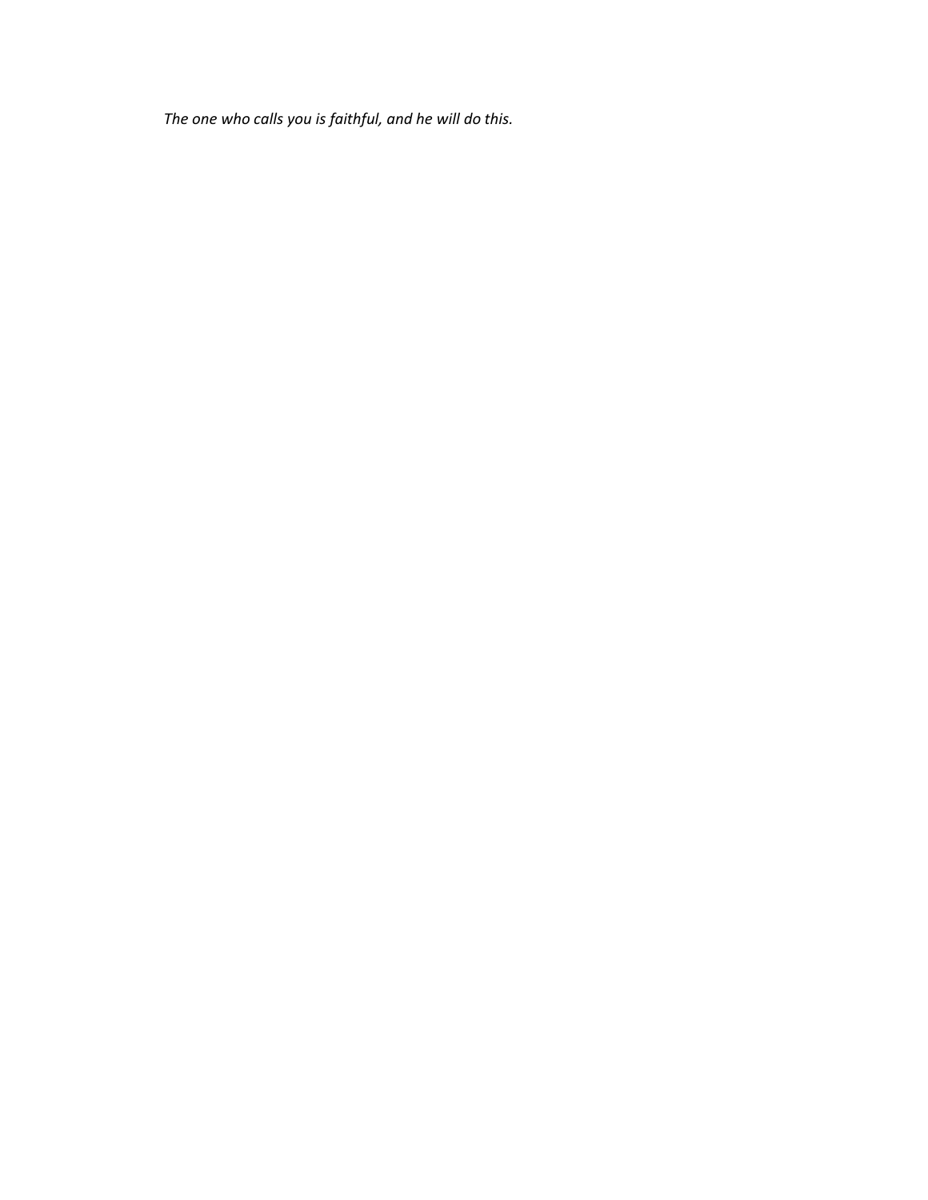*The one who calls you is faithful, and he will do this.*